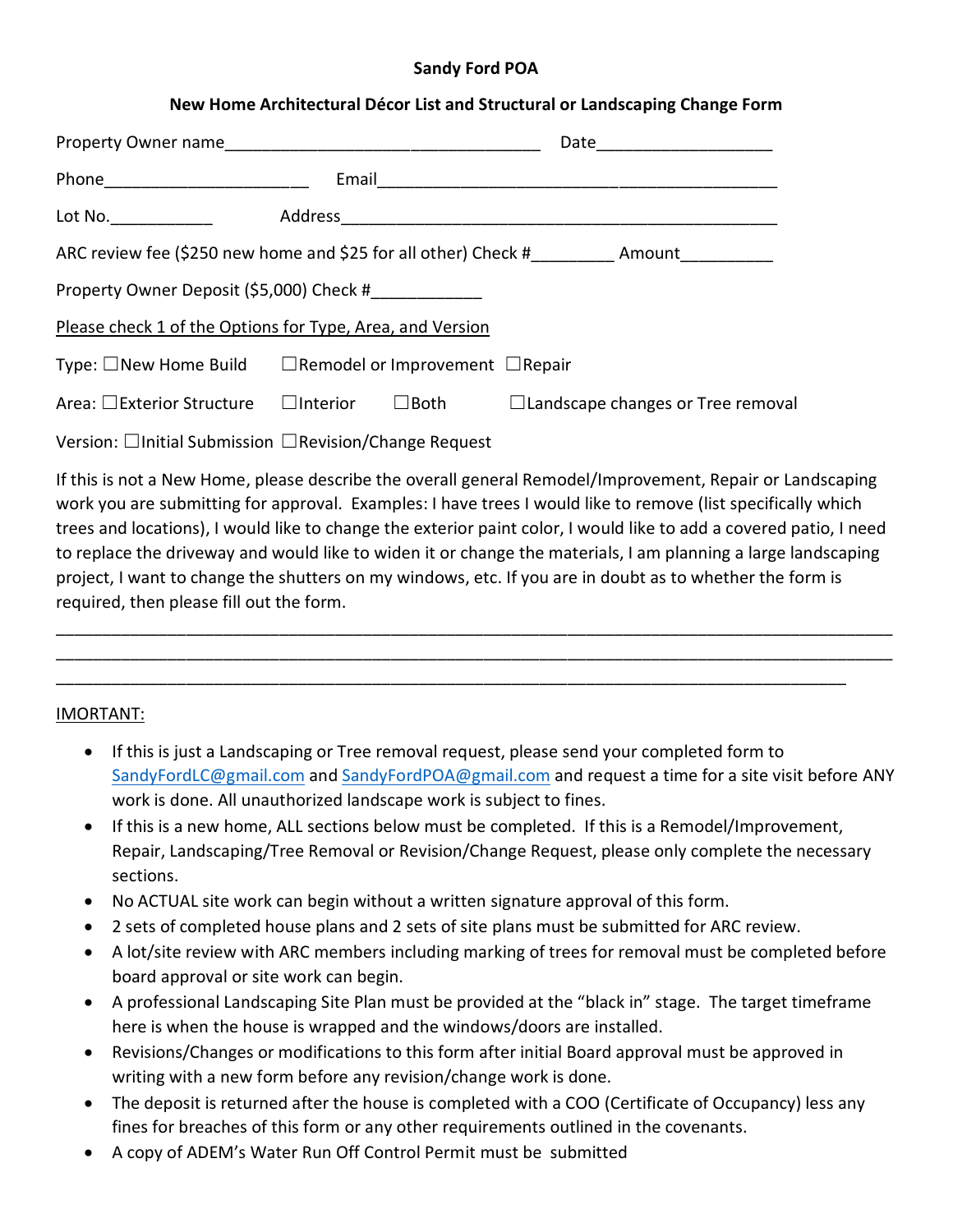**Sandy Ford POA**

**New Home Architectural Décor List and Structural or Landscaping Change Form**

Property Owner name__________________________________ Date__________________

Phone_____________________ Email___________________________________________

Lot No.__________ Address____________________________________________

ARC review fee ($250 new home and $25 for all other) Check #_________ Amount__________

Property Owner Deposit ($5,000) Check #____________

Please check 1 of the Options for Type, Area, and Version

Type: ☐New Home Build ☐Remodel or Improvement ☐Repair

Area: ☐Exterior Structure ☐Interior ☐Both ☐Landscape changes or Tree removal

Version: ☐Initial Submission ☐Revision/Change Request

If this is not a New Home, please describe the overall general Remodel/Improvement, Repair or Landscaping work you are submitting for approval. Examples: I have trees I would like to remove (list specifically which trees and locations), I would like to change the exterior paint color, I would like to add a covered patio, I need to replace the driveway and would like to widen it or change the materials, I am planning a large landscaping project, I want to change the shutters on my windows, etc. If you are in doubt as to whether the form is required, then please fill out the form.

_______________________________________________________________________________

_______________________________________________________________________________

_______________________________________________________________________________

IMORTANT:

- If this is just a Landscaping or Tree removal request, please send your completed form to SandyFordLC@gmail.com and SandyFordPOA@gmail.com and request a time for a site visit before ANY work is done. All unauthorized landscape work is subject to fines.
- If this is a new home, ALL sections below must be completed. If this is a Remodel/Improvement, Repair, Landscaping/Tree Removal or Revision/Change Request, please only complete the necessary sections.
- No ACTUAL site work can begin without a written signature approval of this form.
- 2 sets of completed house plans and 2 sets of site plans must be submitted for ARC review.
- A lot/site review with ARC members including marking of trees for removal must be completed before board approval or site work can begin.
- A professional Landscaping Site Plan must be provided at the "black in" stage. The target timeframe here is when the house is wrapped and the windows/doors are installed.
- Revisions/Changes or modifications to this form after initial Board approval must be approved in writing with a new form before any revision/change work is done.
- The deposit is returned after the house is completed with a COO (Certificate of Occupancy) less any fines for breaches of this form or any other requirements outlined in the covenants.
- A copy of ADEM's Water Run Off Control Permit must be submitted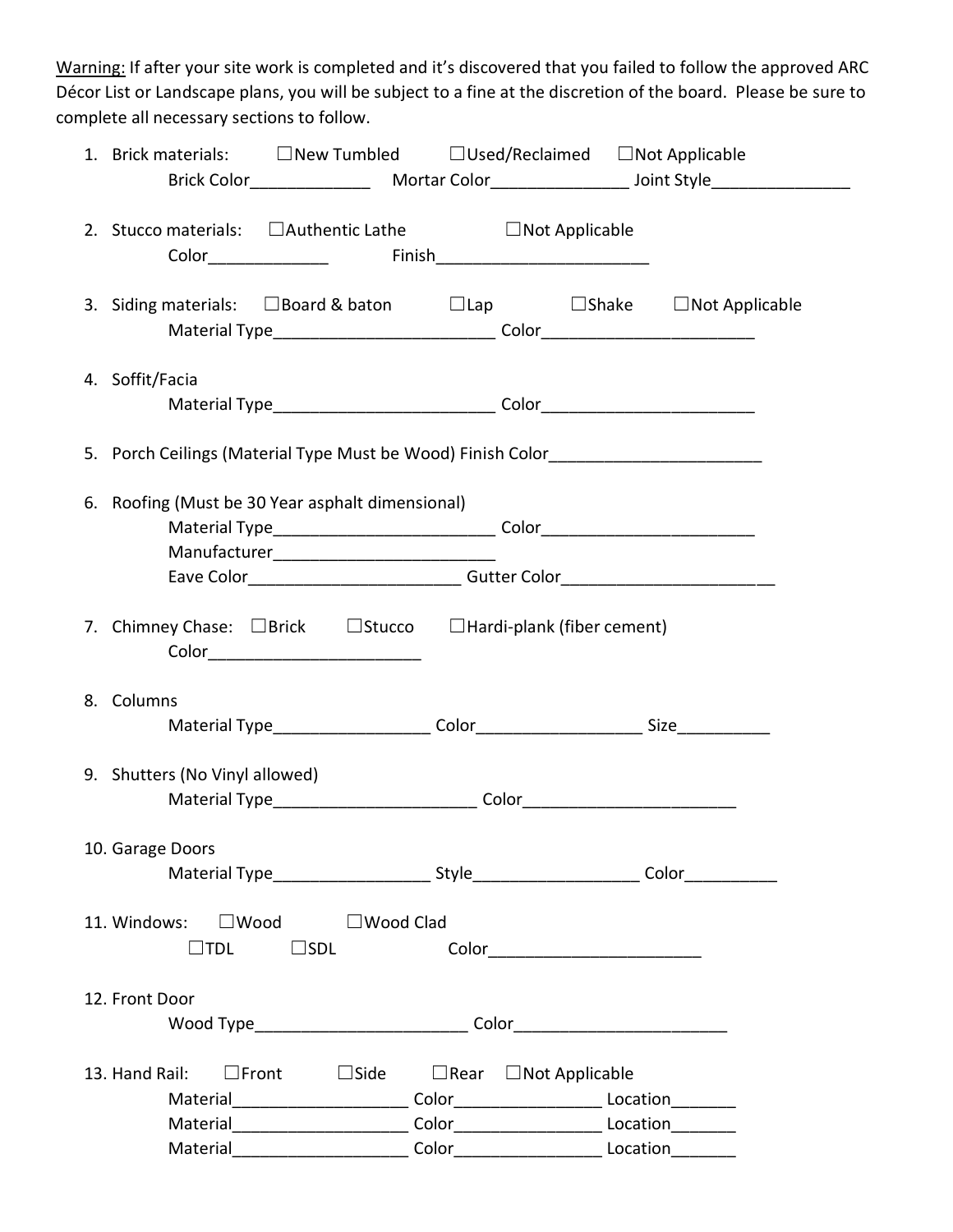<u>Warning:</u> If after your site work is completed and it's discovered that you failed to follow the approved ARC Décor List or Landscape plans, you will be subject to a fine at the discretion of the board. Please be sure to complete all necessary sections to follow.

1. Brick materials: ☐New Tumbled ☐Used/Reclaimed ☐Not Applicable
   Brick Color_____________ Mortar Color_______________ Joint Style_______________

2. Stucco materials: ☐Authentic Lathe ☐Not Applicable
   Color_____________ Finish_______________________

3. Siding materials: ☐Board & baton ☐Lap ☐Shake ☐Not Applicable
   Material Type________________________ Color_______________________

4. Soffit/Facia
   Material Type________________________ Color_______________________

5. Porch Ceilings (Material Type Must be Wood) Finish Color_______________________

6. Roofing (Must be 30 Year asphalt dimensional)
   Material Type________________________ Color_______________________
   Manufacturer________________________
   Eave Color_______________________ Gutter Color_______________________

7. Chimney Chase: ☐Brick ☐Stucco ☐Hardi-plank (fiber cement)
   Color_______________________

8. Columns
   Material Type_________________ Color__________________ Size__________

9. Shutters (No Vinyl allowed)
   Material Type______________________ Color_______________________

10. Garage Doors
    Material Type_________________ Style__________________ Color__________

11. Windows: ☐Wood ☐Wood Clad
    ☐TDL ☐SDL Color_______________________

12. Front Door
    Wood Type_______________________ Color_______________________

13. Hand Rail: ☐Front ☐Side ☐Rear ☐Not Applicable
    Material___________________ Color________________ Location_______
    Material___________________ Color________________ Location_______
    Material___________________ Color________________ Location_______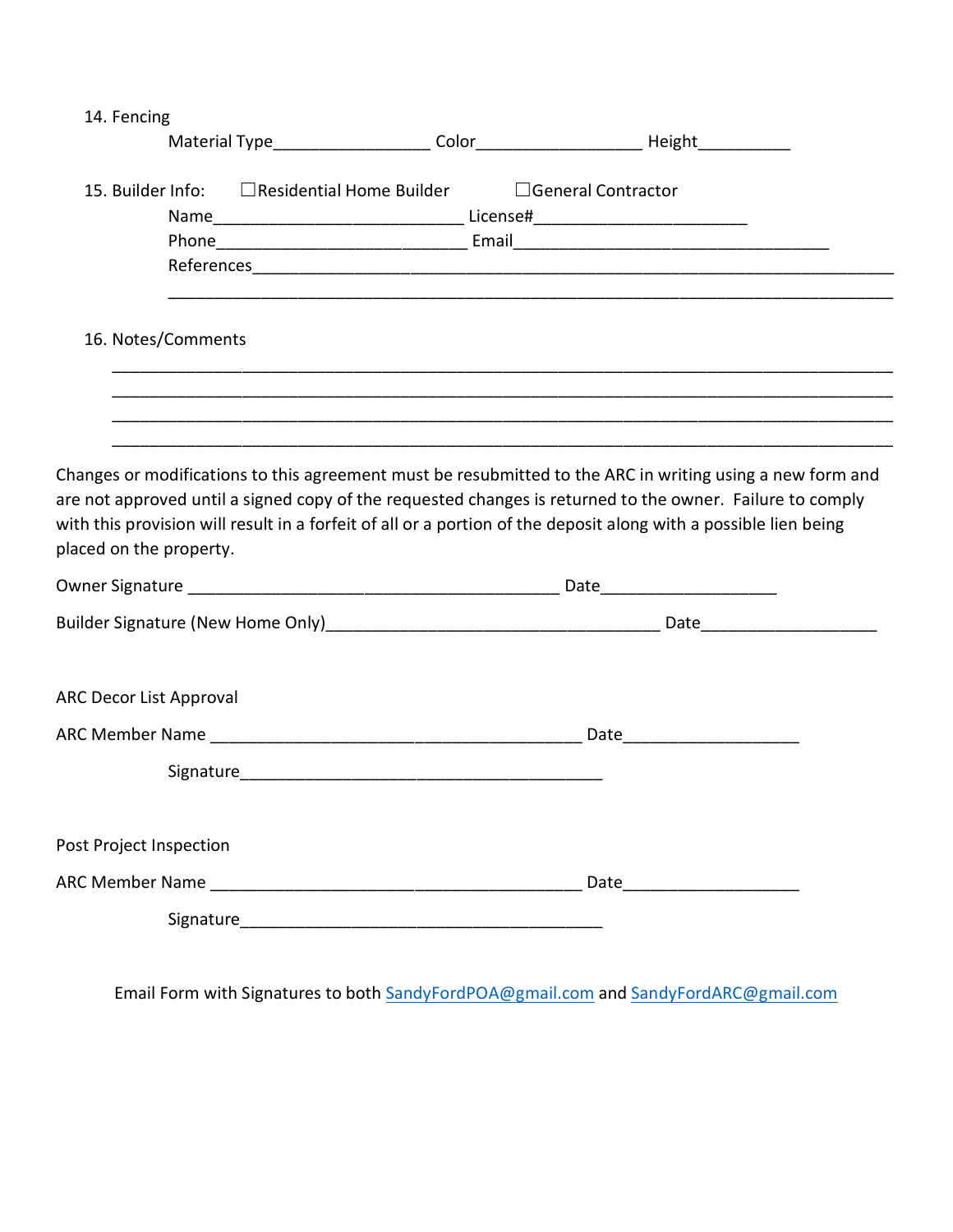14. Fencing

Material Type_________________ Color__________________ Height__________

15. Builder Info: ☐Residential Home Builder ☐General Contractor

Name___________________________ License#_______________________

Phone___________________________ Email__________________________________

References_______________________________________________________________

_______________________________________________________________________

16. Notes/Comments

_______________________________________________________________________________

_______________________________________________________________________________

_______________________________________________________________________________

_______________________________________________________________________________

Changes or modifications to this agreement must be resubmitted to the ARC in writing using a new form and are not approved until a signed copy of the requested changes is returned to the owner. Failure to comply with this provision will result in a forfeit of all or a portion of the deposit along with a possible lien being placed on the property.

Owner Signature ________________________________________ Date___________________

Builder Signature (New Home Only)____________________________________ Date___________________

ARC Decor List Approval

ARC Member Name ________________________________________ Date___________________

Signature________________________________________

Post Project Inspection

ARC Member Name ________________________________________ Date___________________

Signature________________________________________

Email Form with Signatures to both SandyFordPOA@gmail.com and SandyFordARC@gmail.com